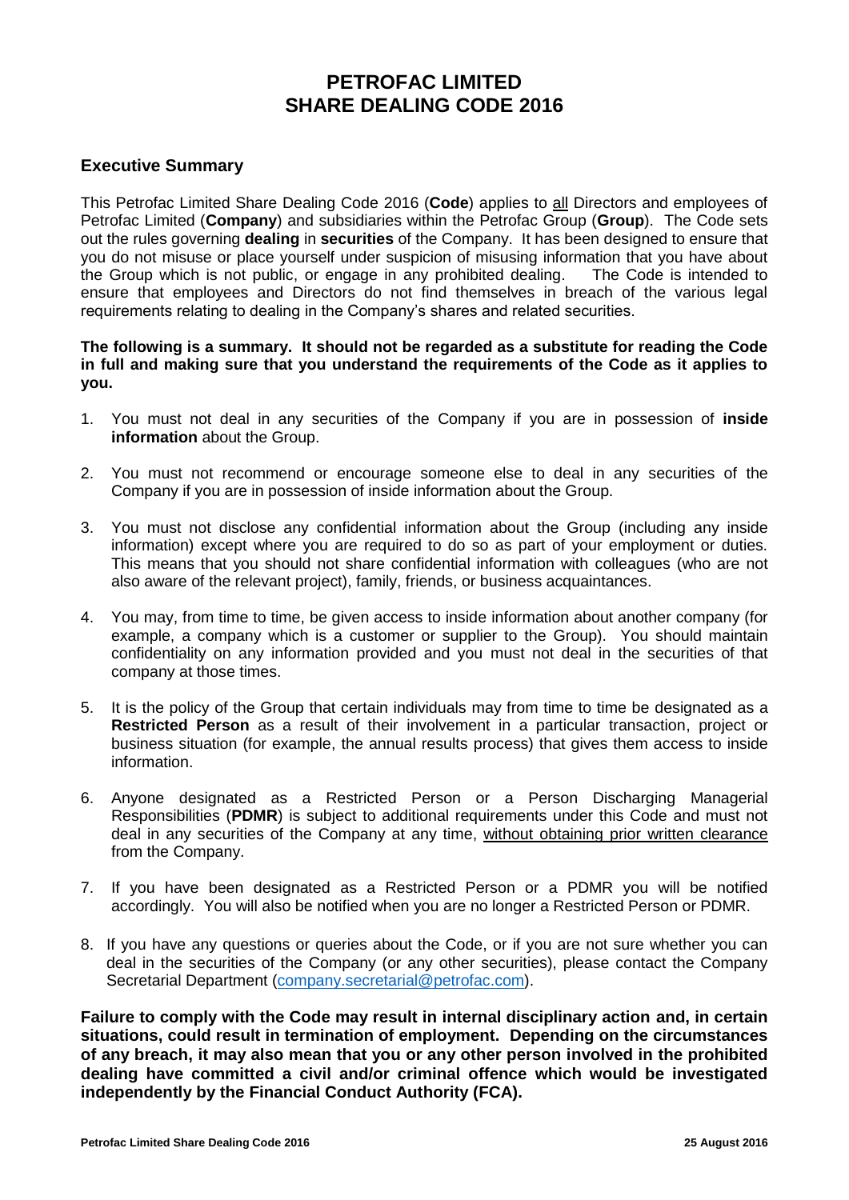# PETROFAC LIMITED
# SHARE DEALING CODE 2016

## Executive Summary

This Petrofac Limited Share Dealing Code 2016 (**Code**) applies to all Directors and employees of Petrofac Limited (**Company**) and subsidiaries within the Petrofac Group (**Group**). The Code sets out the rules governing **dealing** in **securities** of the Company. It has been designed to ensure that you do not misuse or place yourself under suspicion of misusing information that you have about the Group which is not public, or engage in any prohibited dealing. The Code is intended to ensure that employees and Directors do not find themselves in breach of the various legal requirements relating to dealing in the Company's shares and related securities.

**The following is a summary. It should not be regarded as a substitute for reading the Code in full and making sure that you understand the requirements of the Code as it applies to you.**

1. You must not deal in any securities of the Company if you are in possession of **inside information** about the Group.

2. You must not recommend or encourage someone else to deal in any securities of the Company if you are in possession of inside information about the Group.

3. You must not disclose any confidential information about the Group (including any inside information) except where you are required to do so as part of your employment or duties. This means that you should not share confidential information with colleagues (who are not also aware of the relevant project), family, friends, or business acquaintances.

4. You may, from time to time, be given access to inside information about another company (for example, a company which is a customer or supplier to the Group). You should maintain confidentiality on any information provided and you must not deal in the securities of that company at those times.

5. It is the policy of the Group that certain individuals may from time to time be designated as a **Restricted Person** as a result of their involvement in a particular transaction, project or business situation (for example, the annual results process) that gives them access to inside information.

6. Anyone designated as a Restricted Person or a Person Discharging Managerial Responsibilities (**PDMR**) is subject to additional requirements under this Code and must not deal in any securities of the Company at any time, without obtaining prior written clearance from the Company.

7. If you have been designated as a Restricted Person or a PDMR you will be notified accordingly. You will also be notified when you are no longer a Restricted Person or PDMR.

8. If you have any questions or queries about the Code, or if you are not sure whether you can deal in the securities of the Company (or any other securities), please contact the Company Secretarial Department (company.secretarial@petrofac.com).

**Failure to comply with the Code may result in internal disciplinary action and, in certain situations, could result in termination of employment. Depending on the circumstances of any breach, it may also mean that you or any other person involved in the prohibited dealing have committed a civil and/or criminal offence which would be investigated independently by the Financial Conduct Authority (FCA).**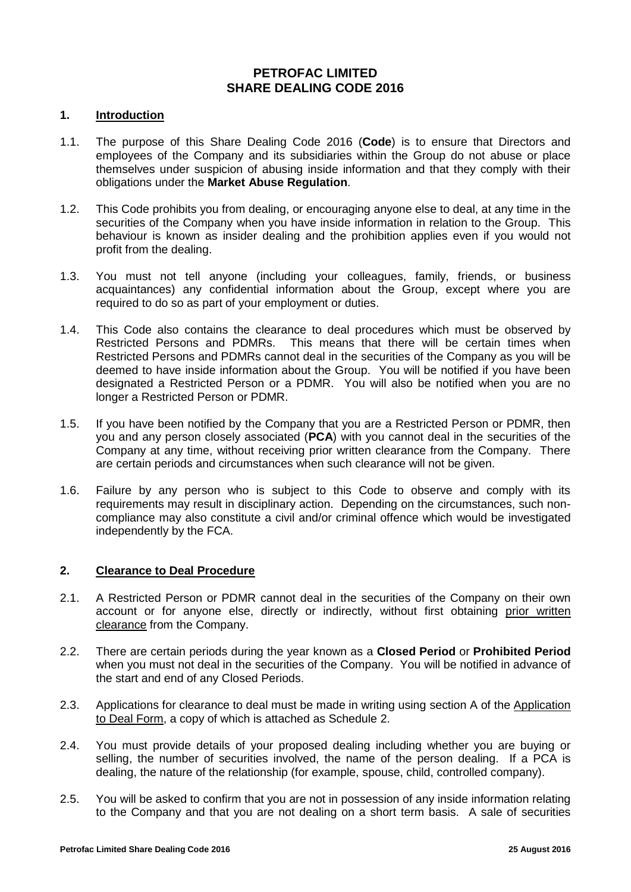# PETROFAC LIMITED
# SHARE DEALING CODE 2016

## 1. Introduction

1.1. The purpose of this Share Dealing Code 2016 (**Code**) is to ensure that Directors and employees of the Company and its subsidiaries within the Group do not abuse or place themselves under suspicion of abusing inside information and that they comply with their obligations under the **Market Abuse Regulation**.

1.2. This Code prohibits you from dealing, or encouraging anyone else to deal, at any time in the securities of the Company when you have inside information in relation to the Group. This behaviour is known as insider dealing and the prohibition applies even if you would not profit from the dealing.

1.3. You must not tell anyone (including your colleagues, family, friends, or business acquaintances) any confidential information about the Group, except where you are required to do so as part of your employment or duties.

1.4. This Code also contains the clearance to deal procedures which must be observed by Restricted Persons and PDMRs. This means that there will be certain times when Restricted Persons and PDMRs cannot deal in the securities of the Company as you will be deemed to have inside information about the Group. You will be notified if you have been designated a Restricted Person or a PDMR. You will also be notified when you are no longer a Restricted Person or PDMR.

1.5. If you have been notified by the Company that you are a Restricted Person or PDMR, then you and any person closely associated (**PCA**) with you cannot deal in the securities of the Company at any time, without receiving prior written clearance from the Company. There are certain periods and circumstances when such clearance will not be given.

1.6. Failure by any person who is subject to this Code to observe and comply with its requirements may result in disciplinary action. Depending on the circumstances, such non-compliance may also constitute a civil and/or criminal offence which would be investigated independently by the FCA.

## 2. Clearance to Deal Procedure

2.1. A Restricted Person or PDMR cannot deal in the securities of the Company on their own account or for anyone else, directly or indirectly, without first obtaining prior written clearance from the Company.

2.2. There are certain periods during the year known as a **Closed Period** or **Prohibited Period** when you must not deal in the securities of the Company. You will be notified in advance of the start and end of any Closed Periods.

2.3. Applications for clearance to deal must be made in writing using section A of the Application to Deal Form, a copy of which is attached as Schedule 2.

2.4. You must provide details of your proposed dealing including whether you are buying or selling, the number of securities involved, the name of the person dealing. If a PCA is dealing, the nature of the relationship (for example, spouse, child, controlled company).

2.5. You will be asked to confirm that you are not in possession of any inside information relating to the Company and that you are not dealing on a short term basis. A sale of securities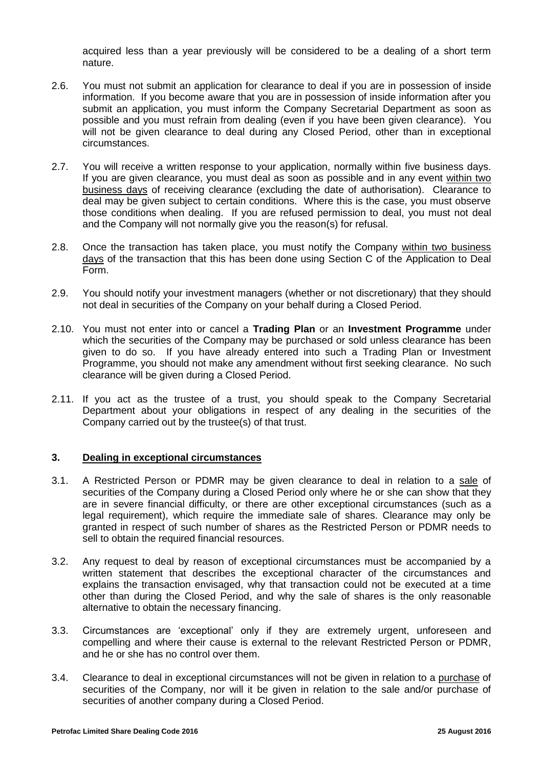acquired less than a year previously will be considered to be a dealing of a short term nature.

2.6. You must not submit an application for clearance to deal if you are in possession of inside information. If you become aware that you are in possession of inside information after you submit an application, you must inform the Company Secretarial Department as soon as possible and you must refrain from dealing (even if you have been given clearance). You will not be given clearance to deal during any Closed Period, other than in exceptional circumstances.

2.7. You will receive a written response to your application, normally within five business days. If you are given clearance, you must deal as soon as possible and in any event within two business days of receiving clearance (excluding the date of authorisation). Clearance to deal may be given subject to certain conditions. Where this is the case, you must observe those conditions when dealing. If you are refused permission to deal, you must not deal and the Company will not normally give you the reason(s) for refusal.

2.8. Once the transaction has taken place, you must notify the Company within two business days of the transaction that this has been done using Section C of the Application to Deal Form.

2.9. You should notify your investment managers (whether or not discretionary) that they should not deal in securities of the Company on your behalf during a Closed Period.

2.10. You must not enter into or cancel a **Trading Plan** or an **Investment Programme** under which the securities of the Company may be purchased or sold unless clearance has been given to do so. If you have already entered into such a Trading Plan or Investment Programme, you should not make any amendment without first seeking clearance. No such clearance will be given during a Closed Period.

2.11. If you act as the trustee of a trust, you should speak to the Company Secretarial Department about your obligations in respect of any dealing in the securities of the Company carried out by the trustee(s) of that trust.

## 3. Dealing in exceptional circumstances

3.1. A Restricted Person or PDMR may be given clearance to deal in relation to a sale of securities of the Company during a Closed Period only where he or she can show that they are in severe financial difficulty, or there are other exceptional circumstances (such as a legal requirement), which require the immediate sale of shares. Clearance may only be granted in respect of such number of shares as the Restricted Person or PDMR needs to sell to obtain the required financial resources.

3.2. Any request to deal by reason of exceptional circumstances must be accompanied by a written statement that describes the exceptional character of the circumstances and explains the transaction envisaged, why that transaction could not be executed at a time other than during the Closed Period, and why the sale of shares is the only reasonable alternative to obtain the necessary financing.

3.3. Circumstances are 'exceptional' only if they are extremely urgent, unforeseen and compelling and where their cause is external to the relevant Restricted Person or PDMR, and he or she has no control over them.

3.4. Clearance to deal in exceptional circumstances will not be given in relation to a purchase of securities of the Company, nor will it be given in relation to the sale and/or purchase of securities of another company during a Closed Period.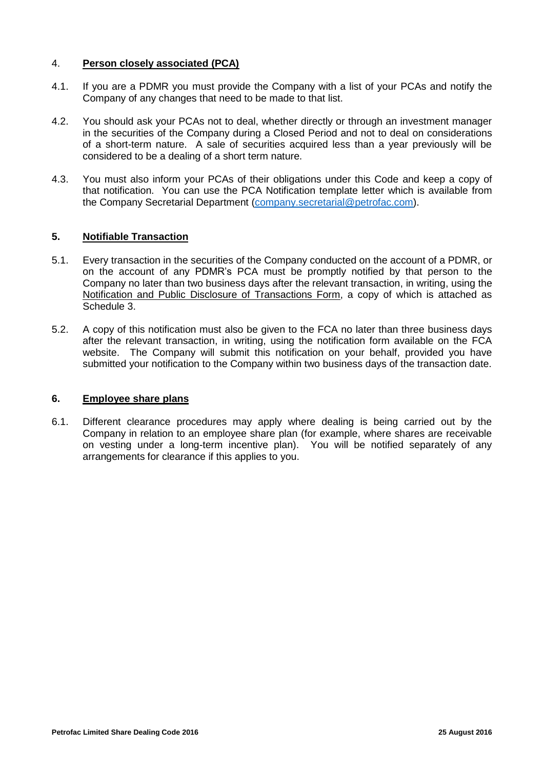## 4. Person closely associated (PCA)

4.1. If you are a PDMR you must provide the Company with a list of your PCAs and notify the Company of any changes that need to be made to that list.

4.2. You should ask your PCAs not to deal, whether directly or through an investment manager in the securities of the Company during a Closed Period and not to deal on considerations of a short-term nature. A sale of securities acquired less than a year previously will be considered to be a dealing of a short term nature.

4.3. You must also inform your PCAs of their obligations under this Code and keep a copy of that notification. You can use the PCA Notification template letter which is available from the Company Secretarial Department (company.secretarial@petrofac.com).

## 5. Notifiable Transaction

5.1. Every transaction in the securities of the Company conducted on the account of a PDMR, or on the account of any PDMR's PCA must be promptly notified by that person to the Company no later than two business days after the relevant transaction, in writing, using the Notification and Public Disclosure of Transactions Form, a copy of which is attached as Schedule 3.

5.2. A copy of this notification must also be given to the FCA no later than three business days after the relevant transaction, in writing, using the notification form available on the FCA website. The Company will submit this notification on your behalf, provided you have submitted your notification to the Company within two business days of the transaction date.

## 6. Employee share plans

6.1. Different clearance procedures may apply where dealing is being carried out by the Company in relation to an employee share plan (for example, where shares are receivable on vesting under a long-term incentive plan). You will be notified separately of any arrangements for clearance if this applies to you.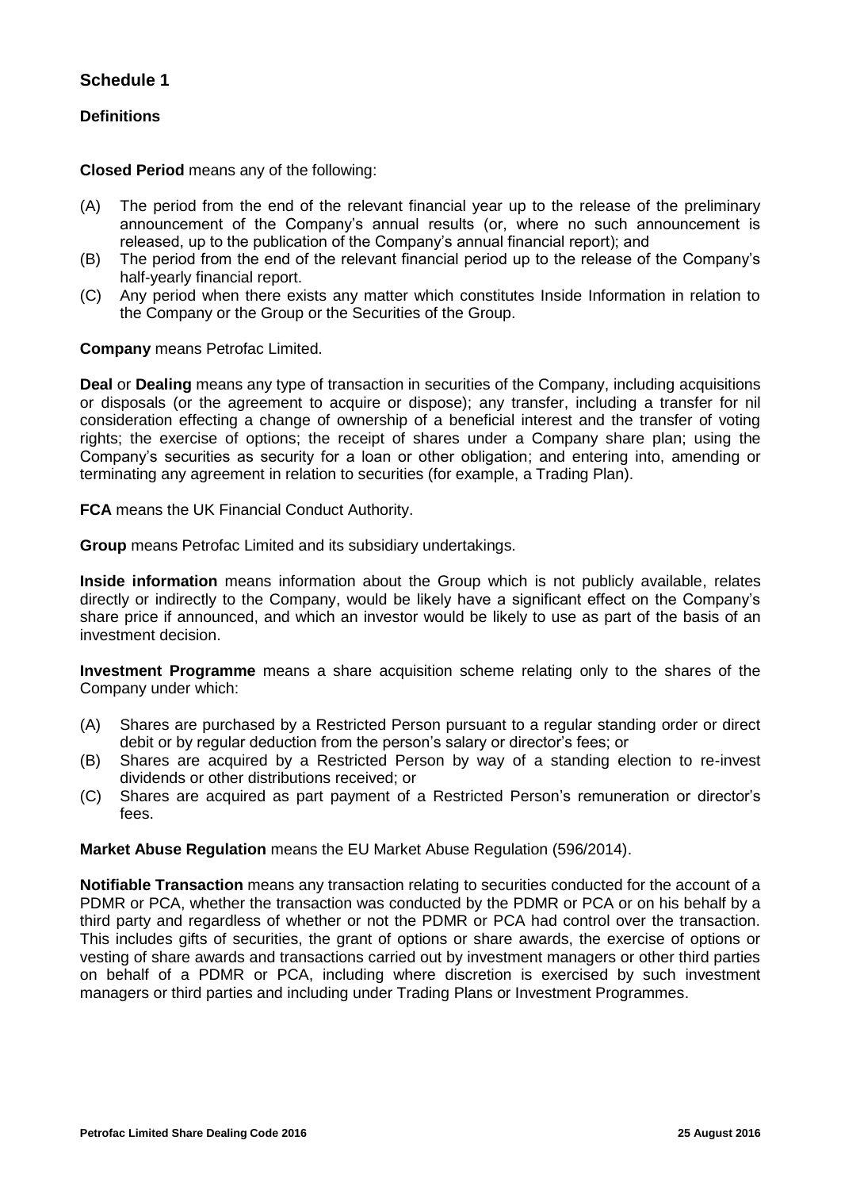## Schedule 1

### Definitions

**Closed Period** means any of the following:

(A) The period from the end of the relevant financial year up to the release of the preliminary announcement of the Company's annual results (or, where no such announcement is released, up to the publication of the Company's annual financial report); and

(B) The period from the end of the relevant financial period up to the release of the Company's half-yearly financial report.

(C) Any period when there exists any matter which constitutes Inside Information in relation to the Company or the Group or the Securities of the Group.

**Company** means Petrofac Limited.

**Deal** or **Dealing** means any type of transaction in securities of the Company, including acquisitions or disposals (or the agreement to acquire or dispose); any transfer, including a transfer for nil consideration effecting a change of ownership of a beneficial interest and the transfer of voting rights; the exercise of options; the receipt of shares under a Company share plan; using the Company's securities as security for a loan or other obligation; and entering into, amending or terminating any agreement in relation to securities (for example, a Trading Plan).

**FCA** means the UK Financial Conduct Authority.

**Group** means Petrofac Limited and its subsidiary undertakings.

**Inside information** means information about the Group which is not publicly available, relates directly or indirectly to the Company, would be likely have a significant effect on the Company's share price if announced, and which an investor would be likely to use as part of the basis of an investment decision.

**Investment Programme** means a share acquisition scheme relating only to the shares of the Company under which:

(A) Shares are purchased by a Restricted Person pursuant to a regular standing order or direct debit or by regular deduction from the person's salary or director's fees; or

(B) Shares are acquired by a Restricted Person by way of a standing election to re-invest dividends or other distributions received; or

(C) Shares are acquired as part payment of a Restricted Person's remuneration or director's fees.

**Market Abuse Regulation** means the EU Market Abuse Regulation (596/2014).

**Notifiable Transaction** means any transaction relating to securities conducted for the account of a PDMR or PCA, whether the transaction was conducted by the PDMR or PCA or on his behalf by a third party and regardless of whether or not the PDMR or PCA had control over the transaction. This includes gifts of securities, the grant of options or share awards, the exercise of options or vesting of share awards and transactions carried out by investment managers or other third parties on behalf of a PDMR or PCA, including where discretion is exercised by such investment managers or third parties and including under Trading Plans or Investment Programmes.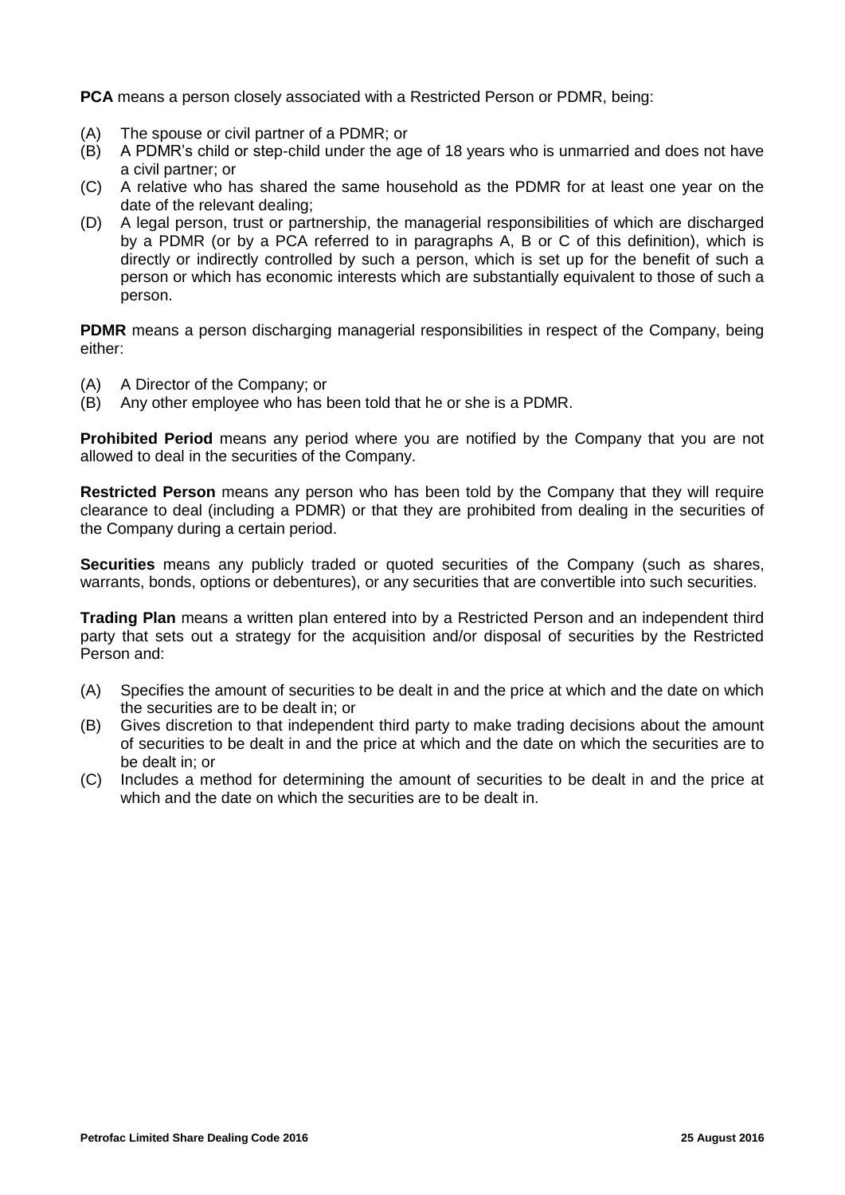**PCA** means a person closely associated with a Restricted Person or PDMR, being:

(A) The spouse or civil partner of a PDMR; or
(B) A PDMR's child or step-child under the age of 18 years who is unmarried and does not have a civil partner; or
(C) A relative who has shared the same household as the PDMR for at least one year on the date of the relevant dealing;
(D) A legal person, trust or partnership, the managerial responsibilities of which are discharged by a PDMR (or by a PCA referred to in paragraphs A, B or C of this definition), which is directly or indirectly controlled by such a person, which is set up for the benefit of such a person or which has economic interests which are substantially equivalent to those of such a person.

**PDMR** means a person discharging managerial responsibilities in respect of the Company, being either:

(A) A Director of the Company; or
(B) Any other employee who has been told that he or she is a PDMR.

**Prohibited Period** means any period where you are notified by the Company that you are not allowed to deal in the securities of the Company.

**Restricted Person** means any person who has been told by the Company that they will require clearance to deal (including a PDMR) or that they are prohibited from dealing in the securities of the Company during a certain period.

**Securities** means any publicly traded or quoted securities of the Company (such as shares, warrants, bonds, options or debentures), or any securities that are convertible into such securities.

**Trading Plan** means a written plan entered into by a Restricted Person and an independent third party that sets out a strategy for the acquisition and/or disposal of securities by the Restricted Person and:

(A) Specifies the amount of securities to be dealt in and the price at which and the date on which the securities are to be dealt in; or
(B) Gives discretion to that independent third party to make trading decisions about the amount of securities to be dealt in and the price at which and the date on which the securities are to be dealt in; or
(C) Includes a method for determining the amount of securities to be dealt in and the price at which and the date on which the securities are to be dealt in.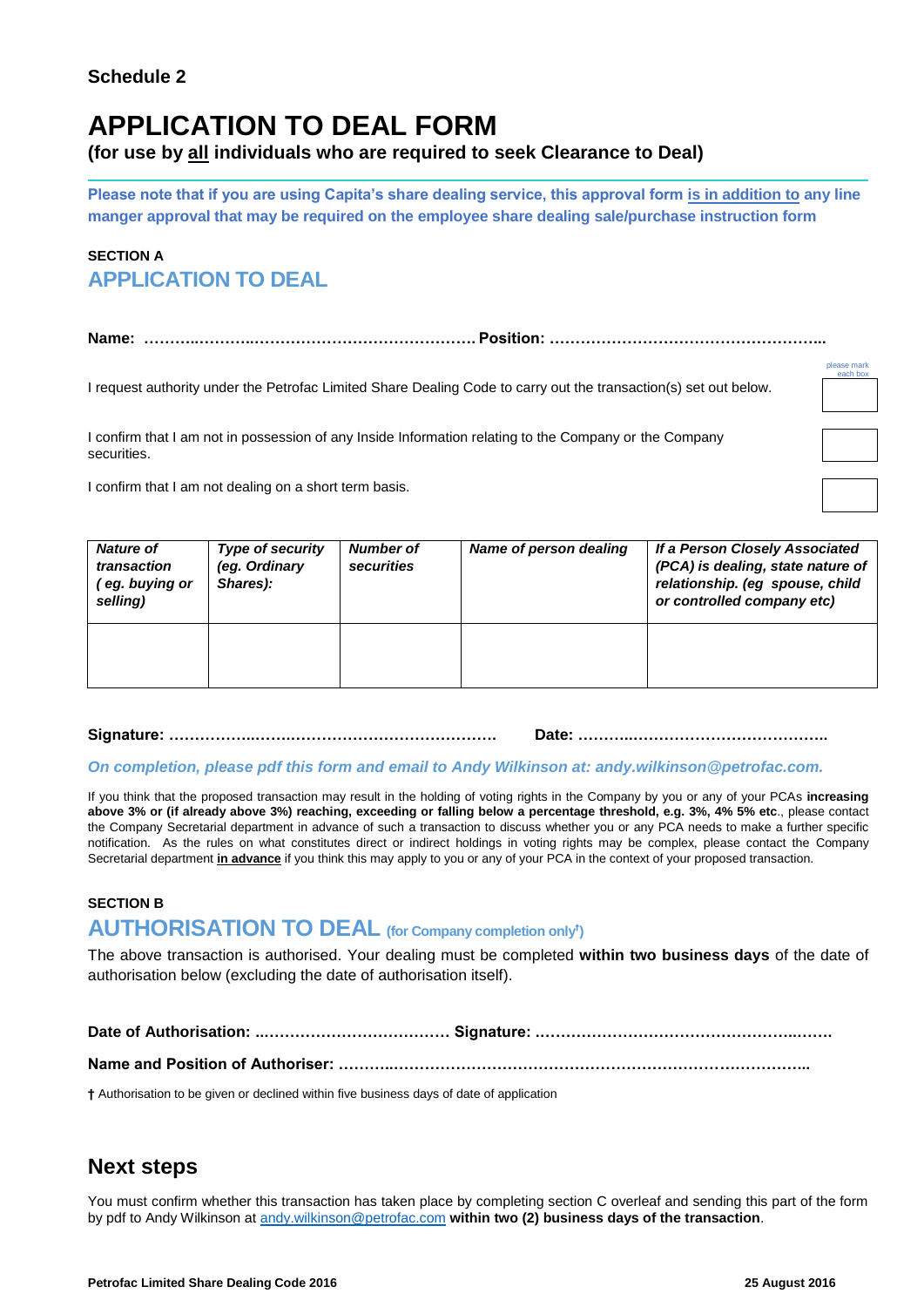**Schedule 2**

# APPLICATION TO DEAL FORM

**(for use by all individuals who are required to seek Clearance to Deal)**

**Please note that if you are using Capita's share dealing service, this approval form is in addition to any line manger approval that may be required on the employee share dealing sale/purchase instruction form**

**SECTION A**

## APPLICATION TO DEAL

**Name: ………..………..…………………………………….. Position: ……………………………………………..**

please mark each box

I request authority under the Petrofac Limited Share Dealing Code to carry out the transaction(s) set out below. ☐

I confirm that I am not in possession of any Inside Information relating to the Company or the Company securities. ☐

I confirm that I am not dealing on a short term basis. ☐

| *Nature of transaction ( eg. buying or selling)* | *Type of security (eg. Ordinary Shares):* | *Number of securities* | *Name of person dealing* | *If a Person Closely Associated (PCA) is dealing, state nature of relationship. (eg spouse, child or controlled company etc)* |
|---|---|---|---|---|
| | | | | |

**Signature: ……………..…….……………………………………. Date: ………..………………………………..**

*On completion, please pdf this form and email to Andy Wilkinson at: andy.wilkinson@petrofac.com.*

If you think that the proposed transaction may result in the holding of voting rights in the Company by you or any of your PCAs **increasing above 3% or (if already above 3%) reaching, exceeding or falling below a percentage threshold, e.g. 3%, 4% 5% etc**., please contact the Company Secretarial department in advance of such a transaction to discuss whether you or any PCA needs to make a further specific notification. As the rules on what constitutes direct or indirect holdings in voting rights may be complex, please contact the Company Secretarial department **in advance** if you think this may apply to you or any of your PCA in the context of your proposed transaction.

**SECTION B**

## AUTHORISATION TO DEAL (for Company completion only†)

The above transaction is authorised. Your dealing must be completed **within two business days** of the date of authorisation below (excluding the date of authorisation itself).

**Date of Authorisation: ..……………………………… Signature: ………………………………………….……**

**Name and Position of Authoriser: ………..…………………………………………………………………..**

**†** Authorisation to be given or declined within five business days of date of application

## Next steps

You must confirm whether this transaction has taken place by completing section C overleaf and sending this part of the form by pdf to Andy Wilkinson at andy.wilkinson@petrofac.com **within two (2) business days of the transaction**.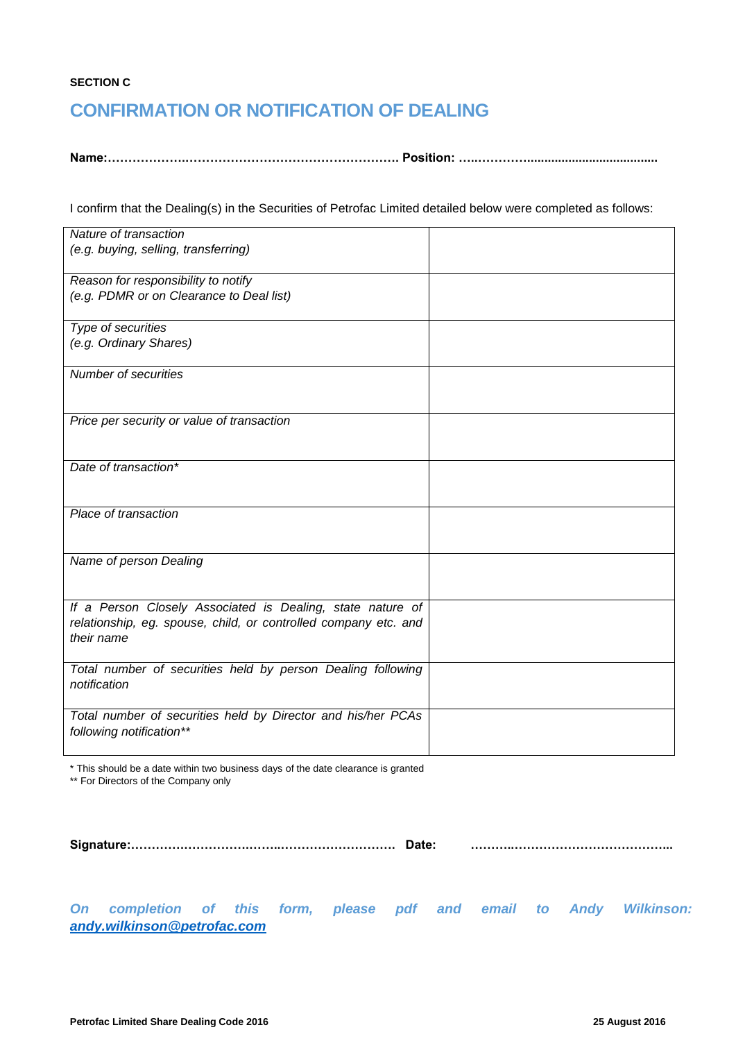**SECTION C**

# CONFIRMATION OR NOTIFICATION OF DEALING

**Name:………………….…………………………………………… Position: …..…………......................................**

I confirm that the Dealing(s) in the Securities of Petrofac Limited detailed below were completed as follows:

| | |
|---|---|
| *Nature of transaction (e.g. buying, selling, transferring)* | |
| *Reason for responsibility to notify (e.g. PDMR or on Clearance to Deal list)* | |
| *Type of securities (e.g. Ordinary Shares)* | |
| *Number of securities* | |
| *Price per security or value of transaction* | |
| *Date of transaction\** | |
| *Place of transaction* | |
| *Name of person Dealing* | |
| *If a Person Closely Associated is Dealing, state nature of relationship, eg. spouse, child, or controlled company etc. and their name* | |
| *Total number of securities held by person Dealing following notification* | |
| *Total number of securities held by Director and his/her PCAs following notification\*\** | |

\* This should be a date within two business days of the date clearance is granted
\*\* For Directors of the Company only

**Signature:…………………………….……..………………………. Date: ………..………………………………...**

***On completion of this form, please pdf and email to Andy Wilkinson: andy.wilkinson@petrofac.com***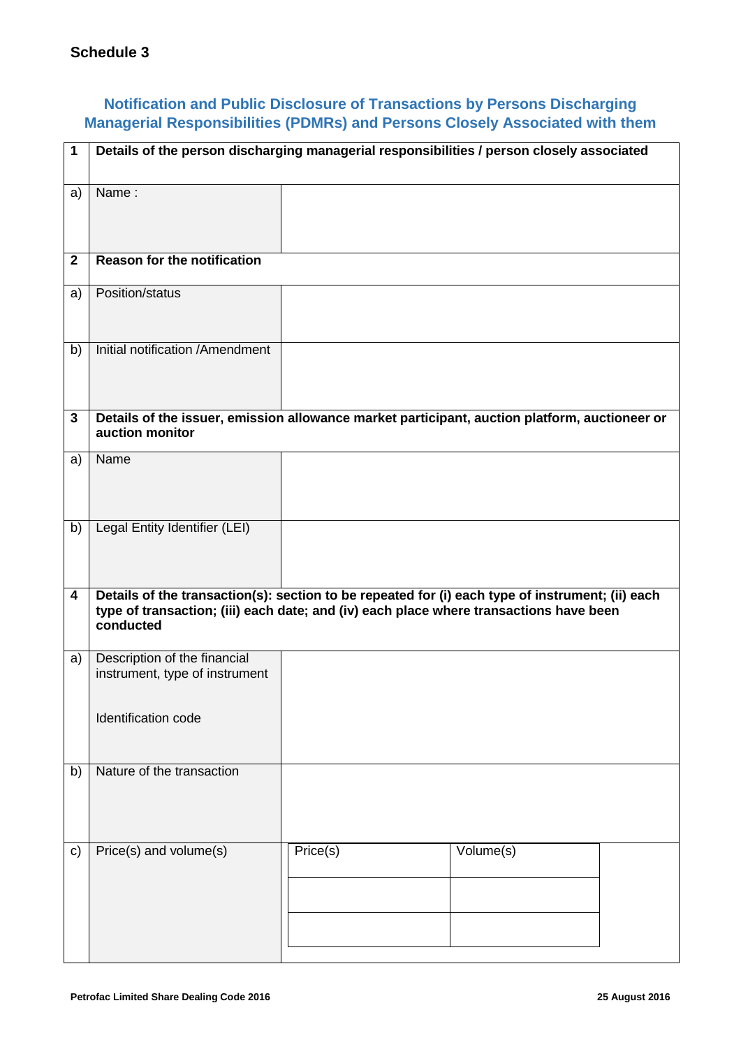## Schedule 3

### Notification and Public Disclosure of Transactions by Persons Discharging Managerial Responsibilities (PDMRs) and Persons Closely Associated with them

| | | |
|---|---|---|
| **1** | **Details of the person discharging managerial responsibilities / person closely associated** | |
| a) | Name : | |
| **2** | **Reason for the notification** | |
| a) | Position/status | |
| b) | Initial notification /Amendment | |
| **3** | **Details of the issuer, emission allowance market participant, auction platform, auctioneer or auction monitor** | |
| a) | Name | |
| b) | Legal Entity Identifier (LEI) | |
| **4** | **Details of the transaction(s): section to be repeated for (i) each type of instrument; (ii) each type of transaction; (iii) each date; and (iv) each place where transactions have been conducted** | |
| a) | Description of the financial instrument, type of instrument<br><br>Identification code | |
| b) | Nature of the transaction | |
| c) | Price(s) and volume(s) | |

| Price(s) | Volume(s) |
|---|---|
| | |
| | |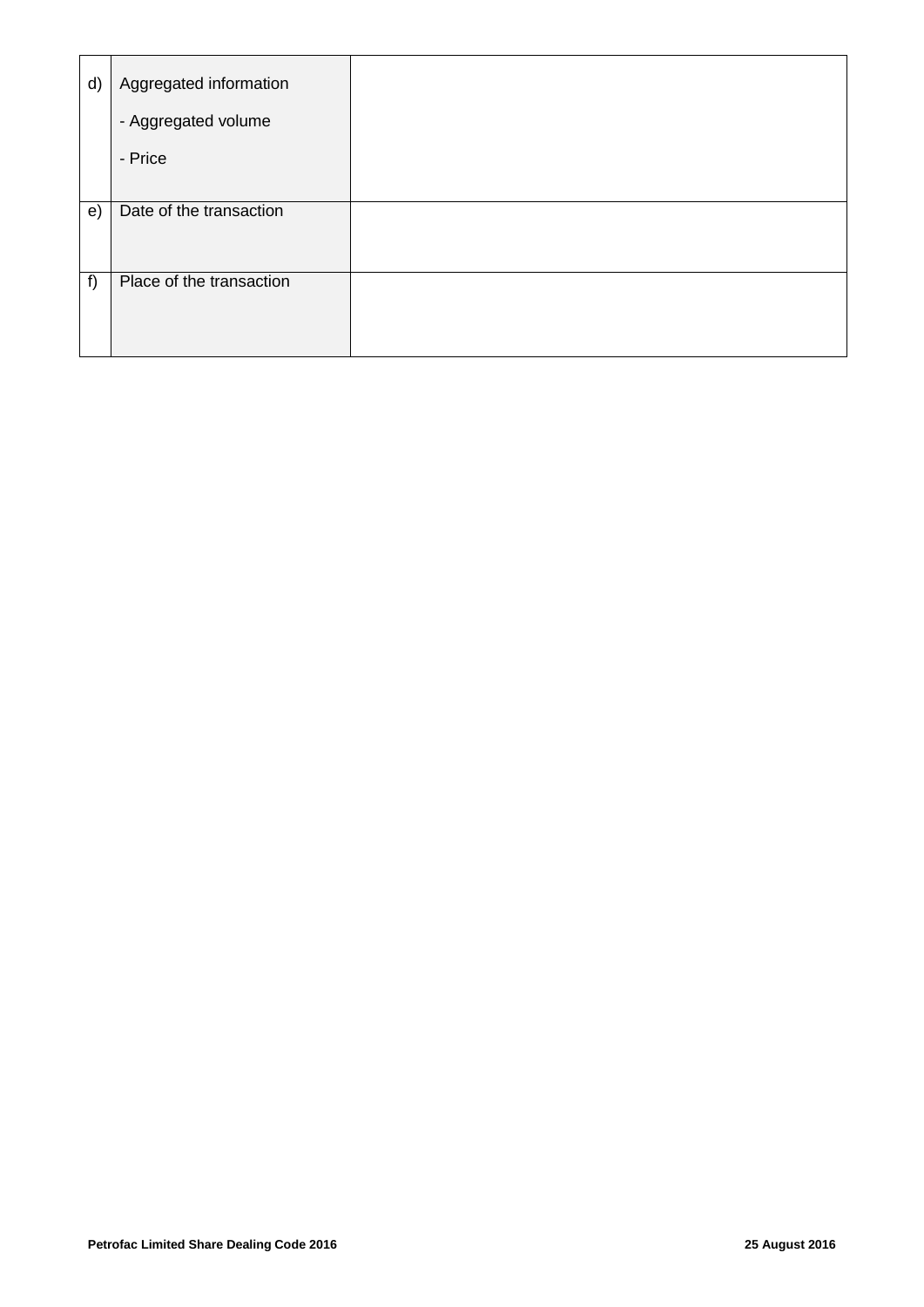| | | |
|---|---|---|
| d) | Aggregated information<br><br>- Aggregated volume<br><br>- Price | |
| e) | Date of the transaction | |
| f) | Place of the transaction | |